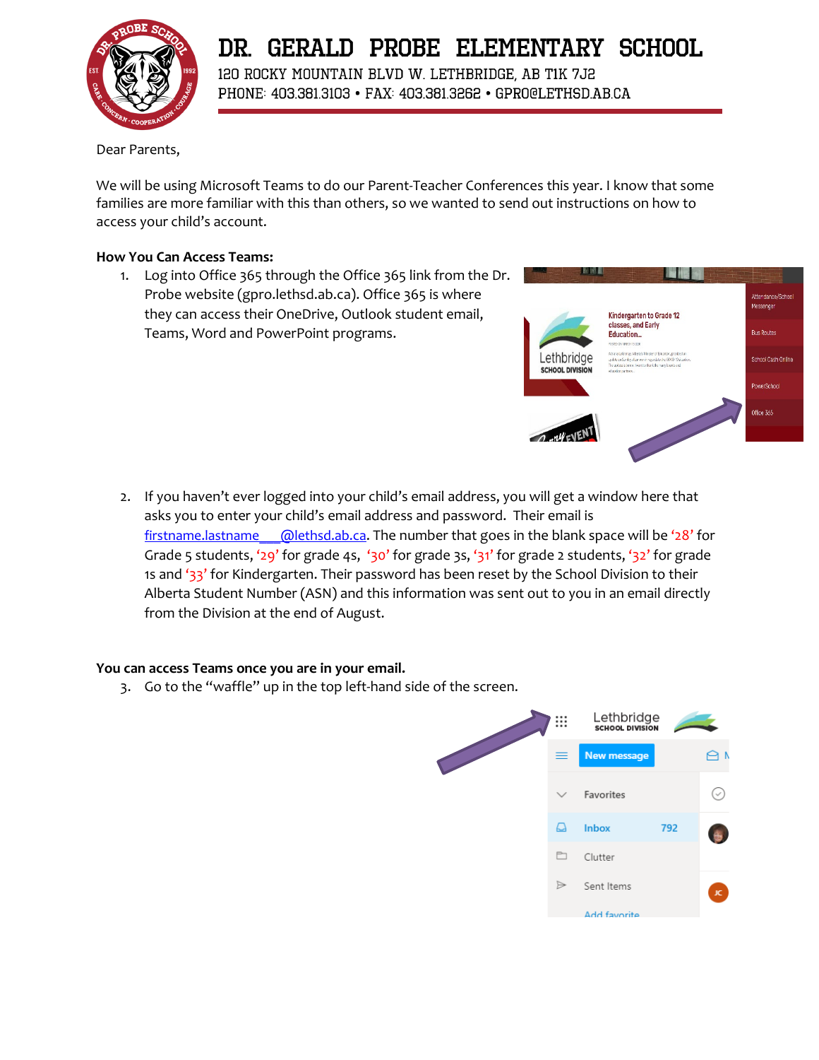# DR. GERALD PROBE ELEMENTARY SCHOOL

120 ROCKY MOUNTAIN BLVD W. LETHBRIDGE, AB T1K 7J2
PHONE: 403.381.3103 • FAX: 403.381.3262 • GPRO@LETHSD.AB.CA

Dear Parents,

We will be using Microsoft Teams to do our Parent-Teacher Conferences this year. I know that some families are more familiar with this than others, so we wanted to send out instructions on how to access your child's account.

**How You Can Access Teams:**

1. Log into Office 365 through the Office 365 link from the Dr. Probe website (gpro.lethsd.ab.ca). Office 365 is where they can access their OneDrive, Outlook student email, Teams, Word and PowerPoint programs.

2. If you haven't ever logged into your child's email address, you will get a window here that asks you to enter your child's email address and password. Their email is firstname.lastname___@lethsd.ab.ca. The number that goes in the blank space will be '28' for Grade 5 students, '29' for grade 4s, '30' for grade 3s, '31' for grade 2 students, '32' for grade 1s and '33' for Kindergarten. Their password has been reset by the School Division to their Alberta Student Number (ASN) and this information was sent out to you in an email directly from the Division at the end of August.

**You can access Teams once you are in your email.**

3. Go to the "waffle" up in the top left-hand side of the screen.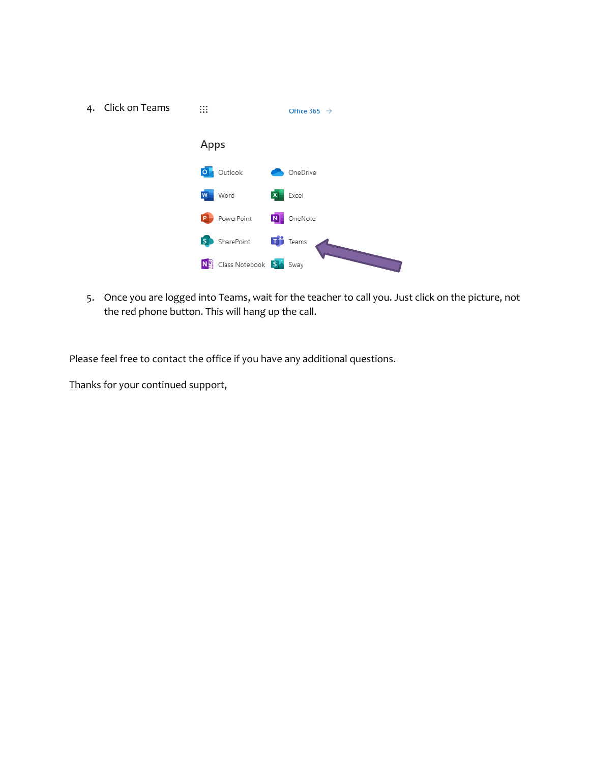4. Click on Teams

Office 365 →

Apps

Outlook
OneDrive
Word
Excel
PowerPoint
OneNote
SharePoint
Teams
Class Notebook
Sway

5. Once you are logged into Teams, wait for the teacher to call you. Just click on the picture, not the red phone button. This will hang up the call.

Please feel free to contact the office if you have any additional questions.

Thanks for your continued support,